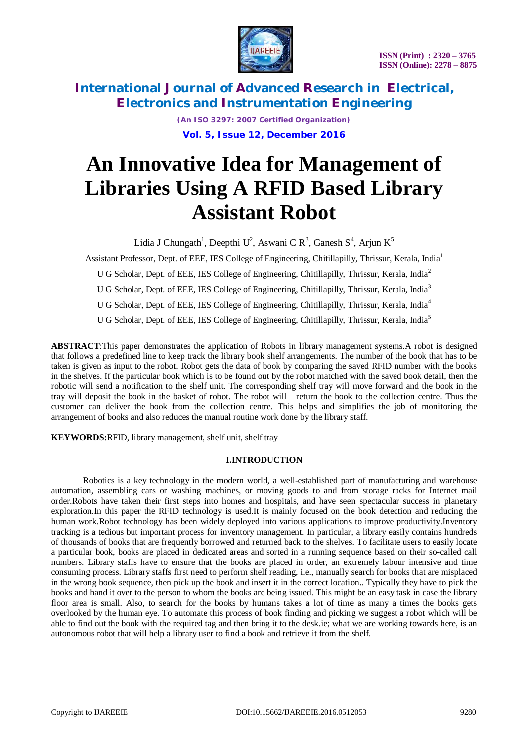# An Innovative Idea for Management of Libraries Using A RFID Based Library Assistant Robot

Lidia J Chungath[1], Deepthi U[2], Aswani C R[3], Ganesh S[4], Arjun K[5]

Assistant Professor, Dept. of EEE, IES College of Engineering, Chitillapilly, Thrissur, Kerala, India[1]

U G Scholar, Dept. of EEE, IES College of Engineering, Chitillapilly, Thrissur, Kerala, India[2]

U G Scholar, Dept. of EEE, IES College of Engineering, Chitillapilly, Thrissur, Kerala, India[3]

U G Scholar, Dept. of EEE, IES College of Engineering, Chitillapilly, Thrissur, Kerala, India[4]

U G Scholar, Dept. of EEE, IES College of Engineering, Chitillapilly, Thrissur, Kerala, India[5]

**ABSTRACT**:This paper demonstrates the application of Robots in library management systems.A robot is designed that follows a predefined line to keep track the library book shelf arrangements. The number of the book that has to be taken is given as input to the robot. Robot gets the data of book by comparing the saved RFID number with the books in the shelves. If the particular book which is to be found out by the robot matched with the saved book detail, then the robotic will send a notification to the shelf unit. The corresponding shelf tray will move forward and the book in the tray will deposit the book in the basket of robot. The robot will return the book to the collection centre. Thus the customer can deliver the book from the collection centre. This helps and simplifies the job of monitoring the arrangement of books and also reduces the manual routine work done by the library staff.

**KEYWORDS:**RFID, library management, shelf unit, shelf tray

## I.INTRODUCTION

Robotics is a key technology in the modern world, a well-established part of manufacturing and warehouse automation, assembling cars or washing machines, or moving goods to and from storage racks for Internet mail order.Robots have taken their first steps into homes and hospitals, and have seen spectacular success in planetary exploration.In this paper the RFID technology is used.It is mainly focused on the book detection and reducing the human work.Robot technology has been widely deployed into various applications to improve productivity.Inventory tracking is a tedious but important process for inventory management. In particular, a library easily contains hundreds of thousands of books that are frequently borrowed and returned back to the shelves. To facilitate users to easily locate a particular book, books are placed in dedicated areas and sorted in a running sequence based on their so-called call numbers. Library staffs have to ensure that the books are placed in order, an extremely labour intensive and time consuming process. Library staffs first need to perform shelf reading, i.e., manually search for books that are misplaced in the wrong book sequence, then pick up the book and insert it in the correct location.. Typically they have to pick the books and hand it over to the person to whom the books are being issued. This might be an easy task in case the library floor area is small. Also, to search for the books by humans takes a lot of time as many a times the books gets overlooked by the human eye. To automate this process of book finding and picking we suggest a robot which will be able to find out the book with the required tag and then bring it to the desk.ie; what we are working towards here, is an autonomous robot that will help a library user to find a book and retrieve it from the shelf.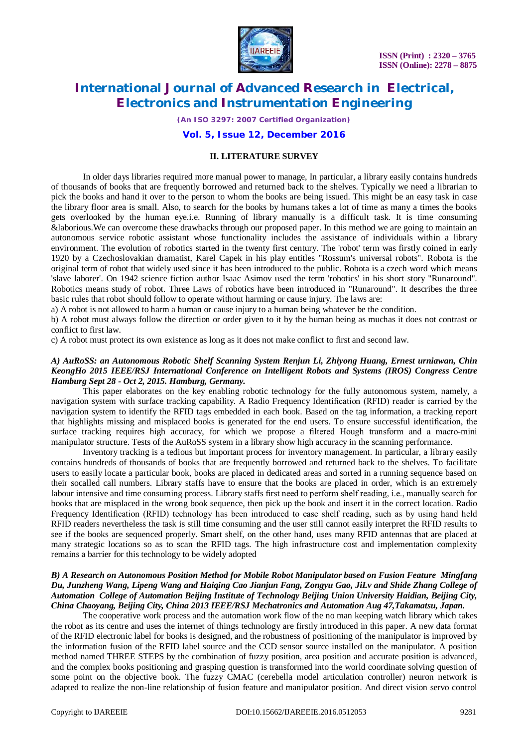## II. LITERATURE SURVEY

In older days libraries required more manual power to manage, In particular, a library easily contains hundreds of thousands of books that are frequently borrowed and returned back to the shelves. Typically we need a librarian to pick the books and hand it over to the person to whom the books are being issued. This might be an easy task in case the library floor area is small. Also, to search for the books by humans takes a lot of time as many a times the books gets overlooked by the human eye.i.e. Running of library manually is a difficult task. It is time consuming &laborious.We can overcome these drawbacks through our proposed paper. In this method we are going to maintain an autonomous service robotic assistant whose functionality includes the assistance of individuals within a library environment. The evolution of robotics started in the twenty first century. The 'robot' term was firstly coined in early 1920 by a Czechoslovakian dramatist, Karel Capek in his play entitles "Rossum's universal robots". Robota is the original term of robot that widely used since it has been introduced to the public. Robota is a czech word which means 'slave laborer'. On 1942 science fiction author Isaac Asimov used the term 'robotics' in his short story "Runaround". Robotics means study of robot. Three Laws of robotics have been introduced in "Runaround". It describes the three basic rules that robot should follow to operate without harming or cause injury. The laws are:

a) A robot is not allowed to harm a human or cause injury to a human being whatever be the condition.

b) A robot must always follow the direction or order given to it by the human being as muchas it does not contrast or conflict to first law.

c) A robot must protect its own existence as long as it does not make conflict to first and second law.

***A) AuRoSS: an Autonomous Robotic Shelf Scanning System Renjun Li, Zhiyong Huang, Ernest urniawan, Chin KeongHo 2015 IEEE/RSJ International Conference on Intelligent Robots and Systems (IROS) Congress Centre Hamburg Sept 28 - Oct 2, 2015. Hamburg, Germany.***

This paper elaborates on the key enabling robotic technology for the fully autonomous system, namely, a navigation system with surface tracking capability. A Radio Frequency Identification (RFID) reader is carried by the navigation system to identify the RFID tags embedded in each book. Based on the tag information, a tracking report that highlights missing and misplaced books is generated for the end users. To ensure successful identification, the surface tracking requires high accuracy, for which we propose a filtered Hough transform and a macro-mini manipulator structure. Tests of the AuRoSS system in a library show high accuracy in the scanning performance.

Inventory tracking is a tedious but important process for inventory management. In particular, a library easily contains hundreds of thousands of books that are frequently borrowed and returned back to the shelves. To facilitate users to easily locate a particular book, books are placed in dedicated areas and sorted in a running sequence based on their socalled call numbers. Library staffs have to ensure that the books are placed in order, which is an extremely labour intensive and time consuming process. Library staffs first need to perform shelf reading, i.e., manually search for books that are misplaced in the wrong book sequence, then pick up the book and insert it in the correct location. Radio Frequency Identification (RFID) technology has been introduced to ease shelf reading, such as by using hand held RFID readers nevertheless the task is still time consuming and the user still cannot easily interpret the RFID results to see if the books are sequenced properly. Smart shelf, on the other hand, uses many RFID antennas that are placed at many strategic locations so as to scan the RFID tags. The high infrastructure cost and implementation complexity remains a barrier for this technology to be widely adopted

***B) A Research on Autonomous Position Method for Mobile Robot Manipulator based on Fusion Feature Mingfang Du, Junzheng Wang, Lipeng Wang and Haiqing Cao Jianjun Fang, Zongyu Gao, JiLv and Shide Zhang College of Automation College of Automation Beijing Institute of Technology Beijing Union University Haidian, Beijing City, China Chaoyang, Beijing City, China 2013 IEEE/RSJ Mechatronics and Automation Aug 47,Takamatsu, Japan.***

The cooperative work process and the automation work flow of the no man keeping watch library which takes the robot as its centre and uses the internet of things technology are firstly introduced in this paper. A new data format of the RFID electronic label for books is designed, and the robustness of positioning of the manipulator is improved by the information fusion of the RFID label source and the CCD sensor source installed on the manipulator. A position method named THREE STEPS by the combination of fuzzy position, area position and accurate position is advanced, and the complex books positioning and grasping question is transformed into the world coordinate solving question of some point on the objective book. The fuzzy CMAC (cerebella model articulation controller) neuron network is adapted to realize the non-line relationship of fusion feature and manipulator position. And direct vision servo control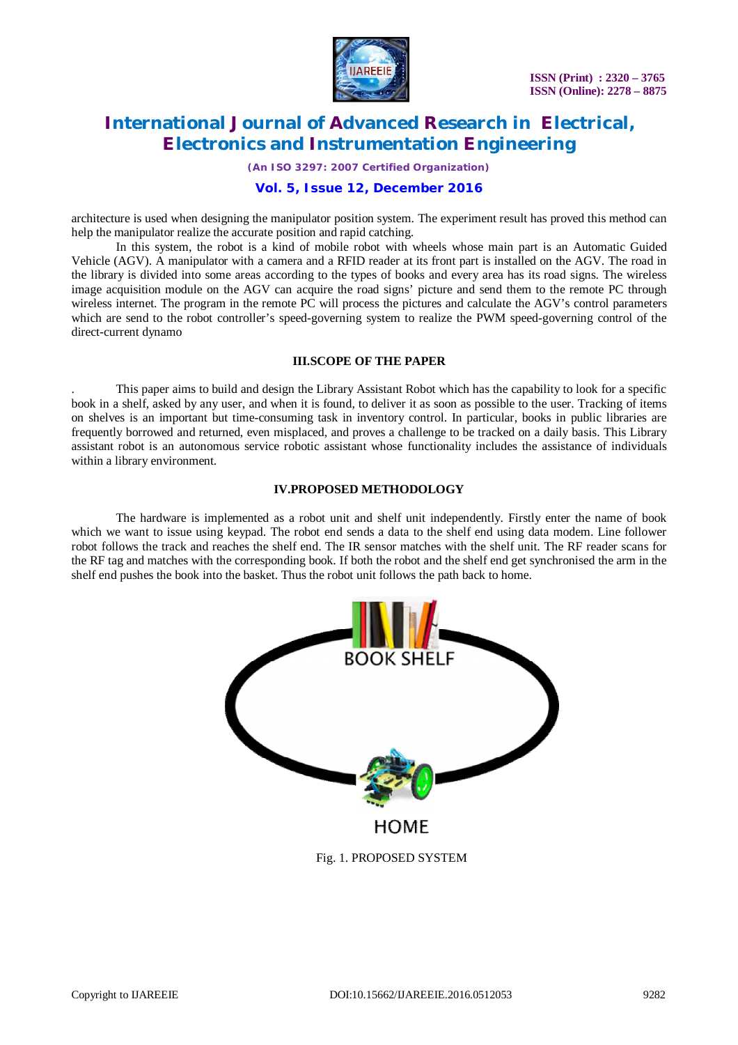architecture is used when designing the manipulator position system. The experiment result has proved this method can help the manipulator realize the accurate position and rapid catching.

In this system, the robot is a kind of mobile robot with wheels whose main part is an Automatic Guided Vehicle (AGV). A manipulator with a camera and a RFID reader at its front part is installed on the AGV. The road in the library is divided into some areas according to the types of books and every area has its road signs. The wireless image acquisition module on the AGV can acquire the road signs' picture and send them to the remote PC through wireless internet. The program in the remote PC will process the pictures and calculate the AGV's control parameters which are send to the robot controller's speed-governing system to realize the PWM speed-governing control of the direct-current dynamo

## III.SCOPE OF THE PAPER

. This paper aims to build and design the Library Assistant Robot which has the capability to look for a specific book in a shelf, asked by any user, and when it is found, to deliver it as soon as possible to the user. Tracking of items on shelves is an important but time-consuming task in inventory control. In particular, books in public libraries are frequently borrowed and returned, even misplaced, and proves a challenge to be tracked on a daily basis. This Library assistant robot is an autonomous service robotic assistant whose functionality includes the assistance of individuals within a library environment.

## IV.PROPOSED METHODOLOGY

The hardware is implemented as a robot unit and shelf unit independently. Firstly enter the name of book which we want to issue using keypad. The robot end sends a data to the shelf end using data modem. Line follower robot follows the track and reaches the shelf end. The IR sensor matches with the shelf unit. The RF reader scans for the RF tag and matches with the corresponding book. If both the robot and the shelf end get synchronised the arm in the shelf end pushes the book into the basket. Thus the robot unit follows the path back to home.

BOOK SHELF

HOME

Fig. 1. PROPOSED SYSTEM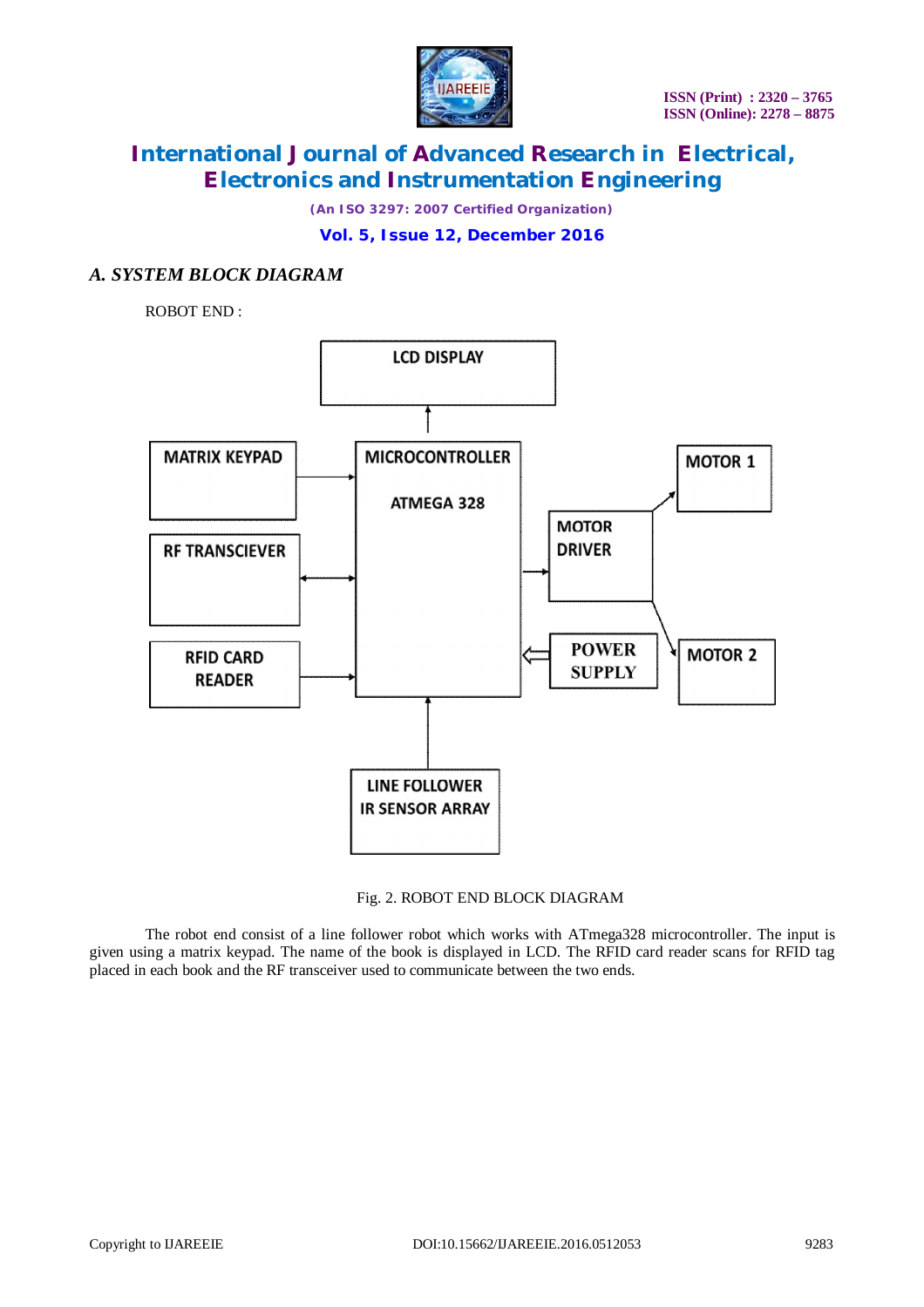## *A. SYSTEM BLOCK DIAGRAM*

ROBOT END :

LCD DISPLAY

MATRIX KEYPAD

MICROCONTROLLER

ATMEGA 328

MOTOR 1

RF TRANSCIEVER

MOTOR DRIVER

RFID CARD READER

POWER SUPPLY

MOTOR 2

LINE FOLLOWER IR SENSOR ARRAY

Fig. 2. ROBOT END BLOCK DIAGRAM

The robot end consist of a line follower robot which works with ATmega328 microcontroller. The input is given using a matrix keypad. The name of the book is displayed in LCD. The RFID card reader scans for RFID tag placed in each book and the RF transceiver used to communicate between the two ends.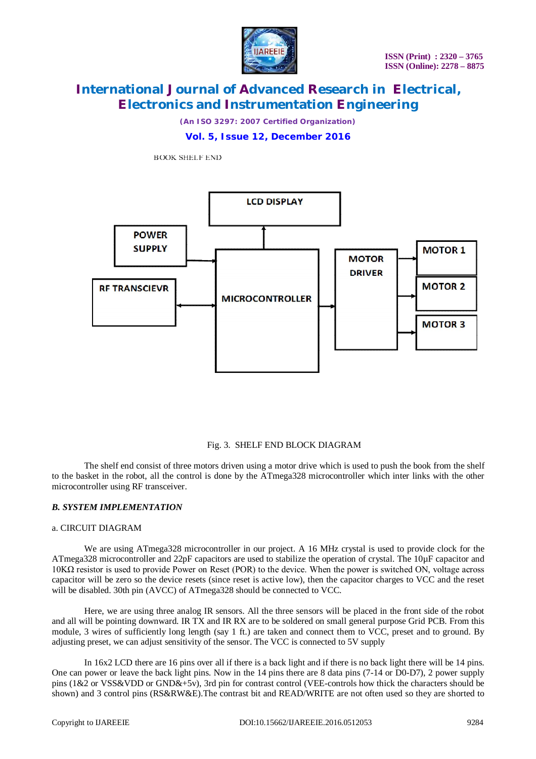BOOK SHELF END

Fig. 3. SHELF END BLOCK DIAGRAM

The shelf end consist of three motors driven using a motor drive which is used to push the book from the shelf to the basket in the robot, all the control is done by the ATmega328 microcontroller which inter links with the other microcontroller using RF transceiver.

### *B. SYSTEM IMPLEMENTATION*

a. CIRCUIT DIAGRAM

We are using ATmega328 microcontroller in our project. A 16 MHz crystal is used to provide clock for the ATmega328 microcontroller and 22pF capacitors are used to stabilize the operation of crystal. The 10µF capacitor and 10KΩ resistor is used to provide Power on Reset (POR) to the device. When the power is switched ON, voltage across capacitor will be zero so the device resets (since reset is active low), then the capacitor charges to VCC and the reset will be disabled. 30th pin (AVCC) of ATmega328 should be connected to VCC.

Here, we are using three analog IR sensors. All the three sensors will be placed in the front side of the robot and all will be pointing downward. IR TX and IR RX are to be soldered on small general purpose Grid PCB. From this module, 3 wires of sufficiently long length (say 1 ft.) are taken and connect them to VCC, preset and to ground. By adjusting preset, we can adjust sensitivity of the sensor. The VCC is connected to 5V supply

In 16x2 LCD there are 16 pins over all if there is a back light and if there is no back light there will be 14 pins. One can power or leave the back light pins. Now in the 14 pins there are 8 data pins (7-14 or D0-D7), 2 power supply pins (1&2 or VSS&VDD or GND&+5v), 3rd pin for contrast control (VEE-controls how thick the characters should be shown) and 3 control pins (RS&RW&E).The contrast bit and READ/WRITE are not often used so they are shorted to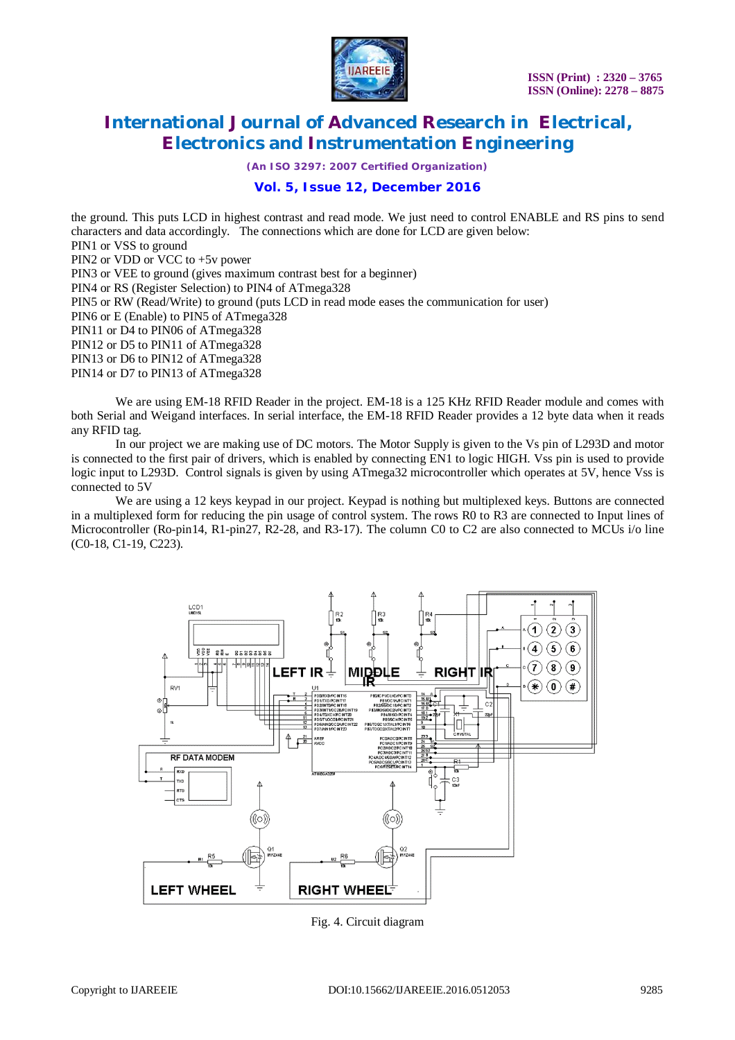the ground. This puts LCD in highest contrast and read mode. We just need to control ENABLE and RS pins to send characters and data accordingly. The connections which are done for LCD are given below:

PIN1 or VSS to ground

PIN2 or VDD or VCC to +5v power

PIN3 or VEE to ground (gives maximum contrast best for a beginner)

PIN4 or RS (Register Selection) to PIN4 of ATmega328

PIN5 or RW (Read/Write) to ground (puts LCD in read mode eases the communication for user)

PIN6 or E (Enable) to PIN5 of ATmega328

PIN11 or D4 to PIN06 of ATmega328

PIN12 or D5 to PIN11 of ATmega328

PIN13 or D6 to PIN12 of ATmega328

PIN14 or D7 to PIN13 of ATmega328

We are using EM-18 RFID Reader in the project. EM-18 is a 125 KHz RFID Reader module and comes with both Serial and Weigand interfaces. In serial interface, the EM-18 RFID Reader provides a 12 byte data when it reads any RFID tag.

In our project we are making use of DC motors. The Motor Supply is given to the Vs pin of L293D and motor is connected to the first pair of drivers, which is enabled by connecting EN1 to logic HIGH. Vss pin is used to provide logic input to L293D. Control signals is given by using ATmega32 microcontroller which operates at 5V, hence Vss is connected to 5V

We are using a 12 keys keypad in our project. Keypad is nothing but multiplexed keys. Buttons are connected in a multiplexed form for reducing the pin usage of control system. The rows R0 to R3 are connected to Input lines of Microcontroller (Ro-pin14, R1-pin27, R2-28, and R3-17). The column C0 to C2 are also connected to MCUs i/o line (C0-18, C1-19, C223).

Fig. 4. Circuit diagram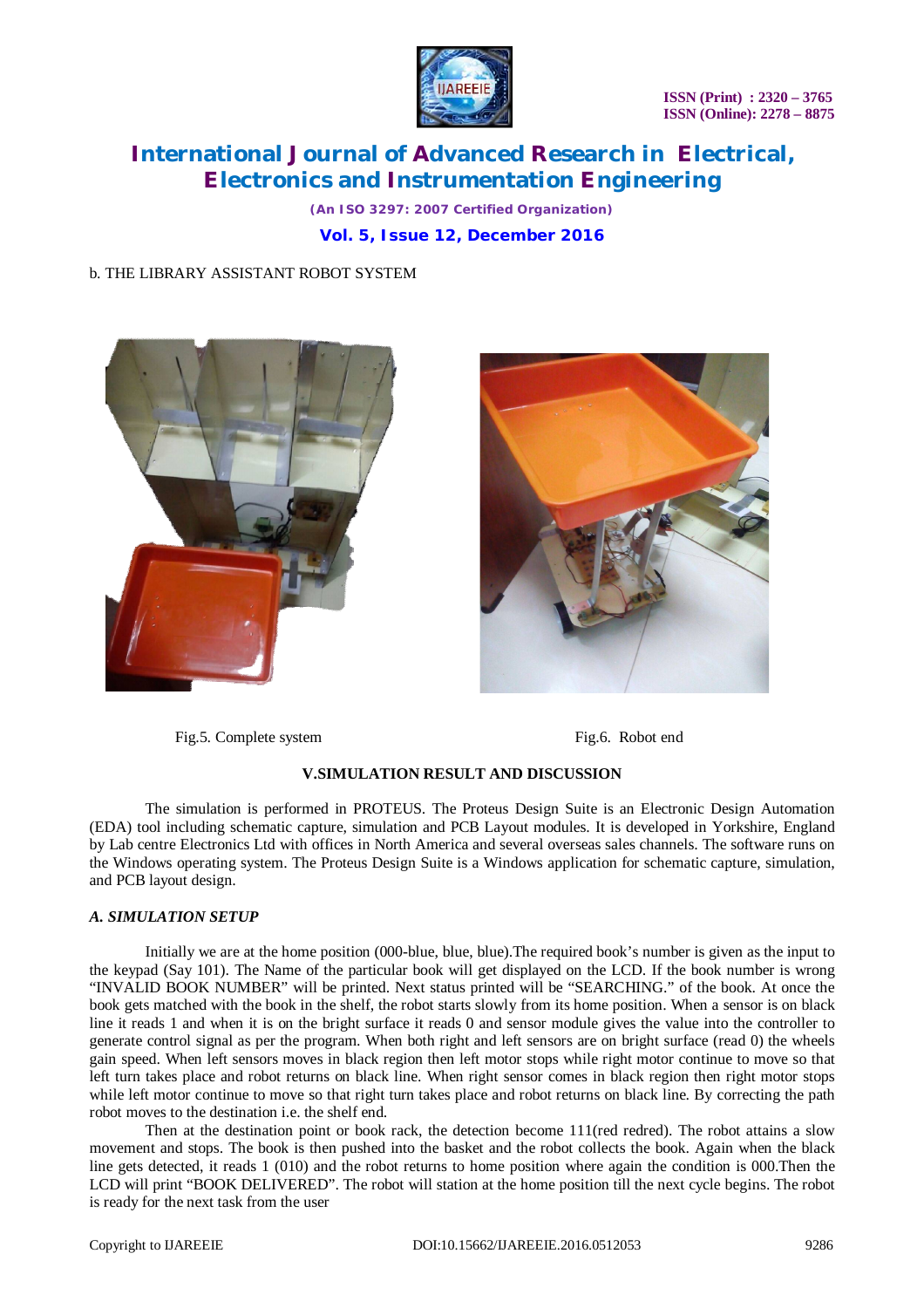b. THE LIBRARY ASSISTANT ROBOT SYSTEM

Fig.5. Complete system

Fig.6. Robot end

## V.SIMULATION RESULT AND DISCUSSION

The simulation is performed in PROTEUS. The Proteus Design Suite is an Electronic Design Automation (EDA) tool including schematic capture, simulation and PCB Layout modules. It is developed in Yorkshire, England by Lab centre Electronics Ltd with offices in North America and several overseas sales channels. The software runs on the Windows operating system. The Proteus Design Suite is a Windows application for schematic capture, simulation, and PCB layout design.

### *A. SIMULATION SETUP*

Initially we are at the home position (000-blue, blue, blue).The required book's number is given as the input to the keypad (Say 101). The Name of the particular book will get displayed on the LCD. If the book number is wrong "INVALID BOOK NUMBER" will be printed. Next status printed will be "SEARCHING." of the book. At once the book gets matched with the book in the shelf, the robot starts slowly from its home position. When a sensor is on black line it reads 1 and when it is on the bright surface it reads 0 and sensor module gives the value into the controller to generate control signal as per the program. When both right and left sensors are on bright surface (read 0) the wheels gain speed. When left sensors moves in black region then left motor stops while right motor continue to move so that left turn takes place and robot returns on black line. When right sensor comes in black region then right motor stops while left motor continue to move so that right turn takes place and robot returns on black line. By correcting the path robot moves to the destination i.e. the shelf end.

Then at the destination point or book rack, the detection become 111(red redred). The robot attains a slow movement and stops. The book is then pushed into the basket and the robot collects the book. Again when the black line gets detected, it reads 1 (010) and the robot returns to home position where again the condition is 000.Then the LCD will print "BOOK DELIVERED". The robot will station at the home position till the next cycle begins. The robot is ready for the next task from the user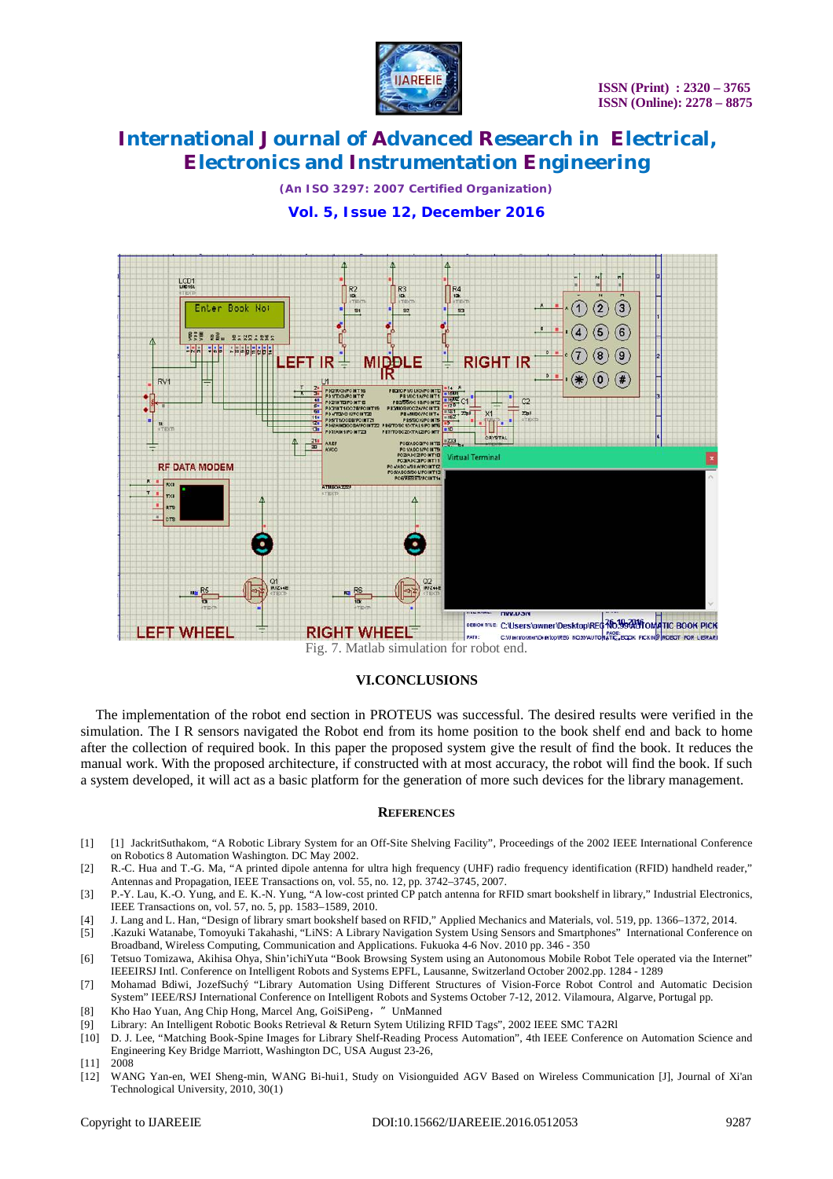Fig. 7. Matlab simulation for robot end.

## VI.CONCLUSIONS

The implementation of the robot end section in PROTEUS was successful. The desired results were verified in the simulation. The I R sensors navigated the Robot end from its home position to the book shelf end and back to home after the collection of required book. In this paper the proposed system give the result of find the book. It reduces the manual work. With the proposed architecture, if constructed with at most accuracy, the robot will find the book. If such a system developed, it will act as a basic platform for the generation of more such devices for the library management.

## REFERENCES

[1] [1] JackritSuthakom, "A Robotic Library System for an Off-Site Shelving Facility", Proceedings of the 2002 IEEE International Conference on Robotics 8 Automation Washington. DC May 2002.

[2] R.-C. Hua and T.-G. Ma, "A printed dipole antenna for ultra high frequency (UHF) radio frequency identification (RFID) handheld reader," Antennas and Propagation, IEEE Transactions on, vol. 55, no. 12, pp. 3742–3745, 2007.

[3] P.-Y. Lau, K.-O. Yung, and E. K.-N. Yung, "A low-cost printed CP patch antenna for RFID smart bookshelf in library," Industrial Electronics, IEEE Transactions on, vol. 57, no. 5, pp. 1583–1589, 2010.

[4] J. Lang and L. Han, "Design of library smart bookshelf based on RFID," Applied Mechanics and Materials, vol. 519, pp. 1366–1372, 2014.

[5] .Kazuki Watanabe, Tomoyuki Takahashi, "LiNS: A Library Navigation System Using Sensors and Smartphones" International Conference on Broadband, Wireless Computing, Communication and Applications. Fukuoka 4-6 Nov. 2010 pp. 346 - 350

[6] Tetsuo Tomizawa, Akihisa Ohya, Shin'ichiYuta "Book Browsing System using an Autonomous Mobile Robot Tele operated via the Internet" IEEEIRSJ Intl. Conference on Intelligent Robots and Systems EPFL, Lausanne, Switzerland October 2002.pp. 1284 - 1289

[7] Mohamad Bdiwi, JozefSuchý "Library Automation Using Different Structures of Vision-Force Robot Control and Automatic Decision System" IEEE/RSJ International Conference on Intelligent Robots and Systems October 7-12, 2012. Vilamoura, Algarve, Portugal pp.

[8] Kho Hao Yuan, Ang Chip Hong, Marcel Ang, GoiSiPeng， " UnManned

[9] Library: An Intelligent Robotic Books Retrieval & Return Sytem Utilizing RFID Tags", 2002 IEEE SMC TA2Rl

[10] D. J. Lee, "Matching Book-Spine Images for Library Shelf-Reading Process Automation", 4th IEEE Conference on Automation Science and Engineering Key Bridge Marriott, Washington DC, USA August 23-26,

[11] 2008

[12] WANG Yan-en, WEI Sheng-min, WANG Bi-hui1, Study on Visionguided AGV Based on Wireless Communication [J], Journal of Xi'an Technological University, 2010, 30(1)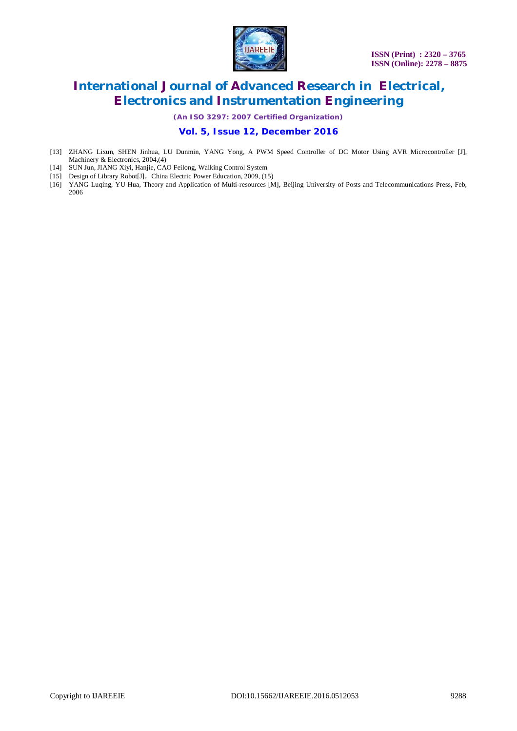[13] ZHANG Lixun, SHEN Jinhua, LU Dunmin, YANG Yong, A PWM Speed Controller of DC Motor Using AVR Microcontroller [J], Machinery & Electronics, 2004,(4)

[14] SUN Jun, JIANG Xiyi, Hanjie, CAO Feilong, Walking Control System

[15] Design of Library Robot[J], China Electric Power Education, 2009, (15)

[16] YANG Luqing, YU Hua, Theory and Application of Multi-resources [M], Beijing University of Posts and Telecommunications Press, Feb, 2006